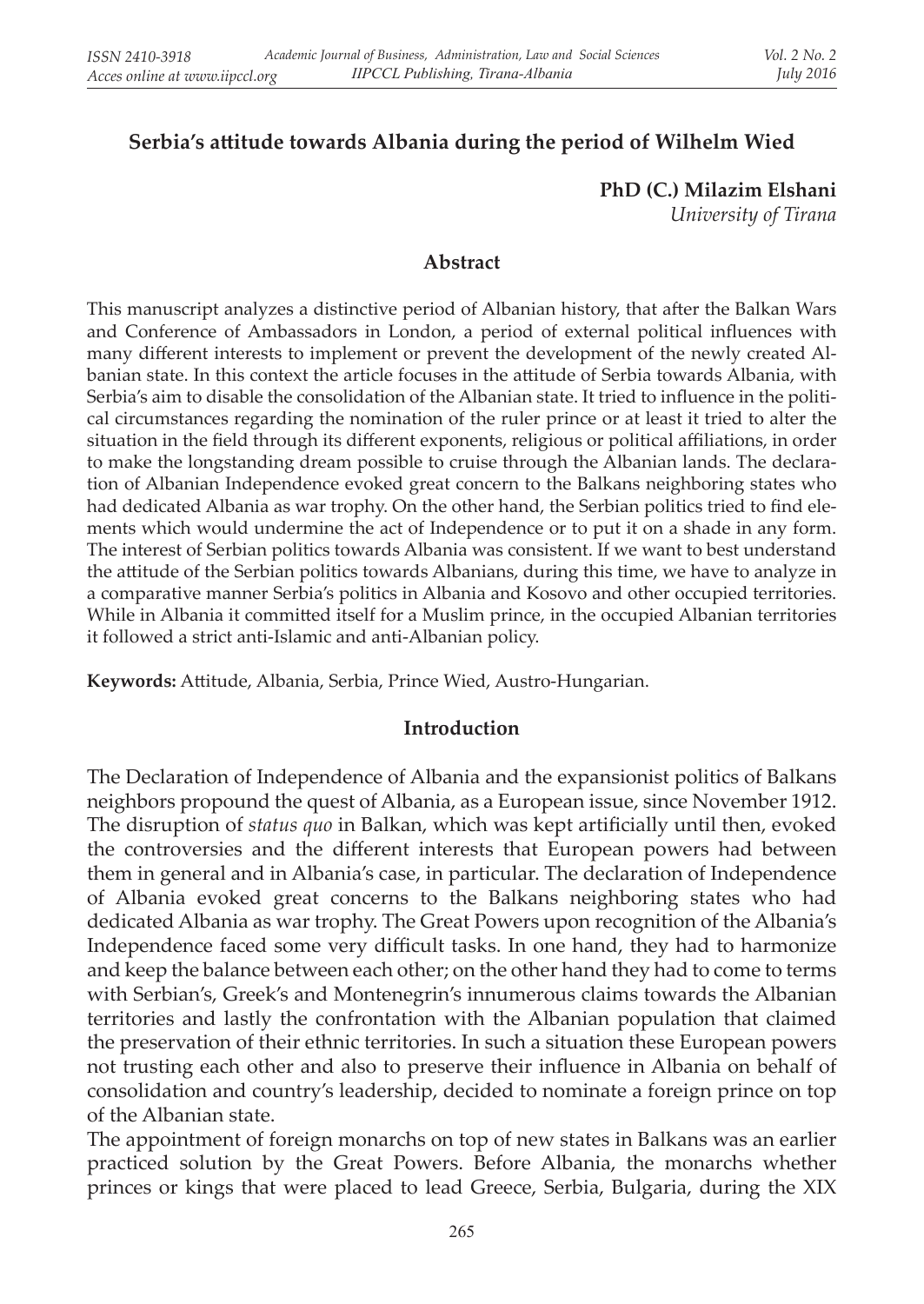## Serbia's attitude towards Albania during the period of Wilhelm Wied

**PhD (C.) Milazim Elshani**
*University of Tirana*

### Abstract

This manuscript analyzes a distinctive period of Albanian history, that after the Balkan Wars and Conference of Ambassadors in London, a period of external political influences with many different interests to implement or prevent the development of the newly created Albanian state. In this context the article focuses in the attitude of Serbia towards Albania, with Serbia's aim to disable the consolidation of the Albanian state. It tried to influence in the political circumstances regarding the nomination of the ruler prince or at least it tried to alter the situation in the field through its different exponents, religious or political affiliations, in order to make the longstanding dream possible to cruise through the Albanian lands. The declaration of Albanian Independence evoked great concern to the Balkans neighboring states who had dedicated Albania as war trophy. On the other hand, the Serbian politics tried to find elements which would undermine the act of Independence or to put it on a shade in any form. The interest of Serbian politics towards Albania was consistent. If we want to best understand the attitude of the Serbian politics towards Albanians, during this time, we have to analyze in a comparative manner Serbia's politics in Albania and Kosovo and other occupied territories. While in Albania it committed itself for a Muslim prince, in the occupied Albanian territories it followed a strict anti-Islamic and anti-Albanian policy.

**Keywords:** Attitude, Albania, Serbia, Prince Wied, Austro-Hungarian.

### Introduction

The Declaration of Independence of Albania and the expansionist politics of Balkans neighbors propound the quest of Albania, as a European issue, since November 1912. The disruption of *status quo* in Balkan, which was kept artificially until then, evoked the controversies and the different interests that European powers had between them in general and in Albania's case, in particular. The declaration of Independence of Albania evoked great concerns to the Balkans neighboring states who had dedicated Albania as war trophy. The Great Powers upon recognition of the Albania's Independence faced some very difficult tasks. In one hand, they had to harmonize and keep the balance between each other; on the other hand they had to come to terms with Serbian's, Greek's and Montenegrin's innumerous claims towards the Albanian territories and lastly the confrontation with the Albanian population that claimed the preservation of their ethnic territories. In such a situation these European powers not trusting each other and also to preserve their influence in Albania on behalf of consolidation and country's leadership, decided to nominate a foreign prince on top of the Albanian state.

The appointment of foreign monarchs on top of new states in Balkans was an earlier practiced solution by the Great Powers. Before Albania, the monarchs whether princes or kings that were placed to lead Greece, Serbia, Bulgaria, during the XIX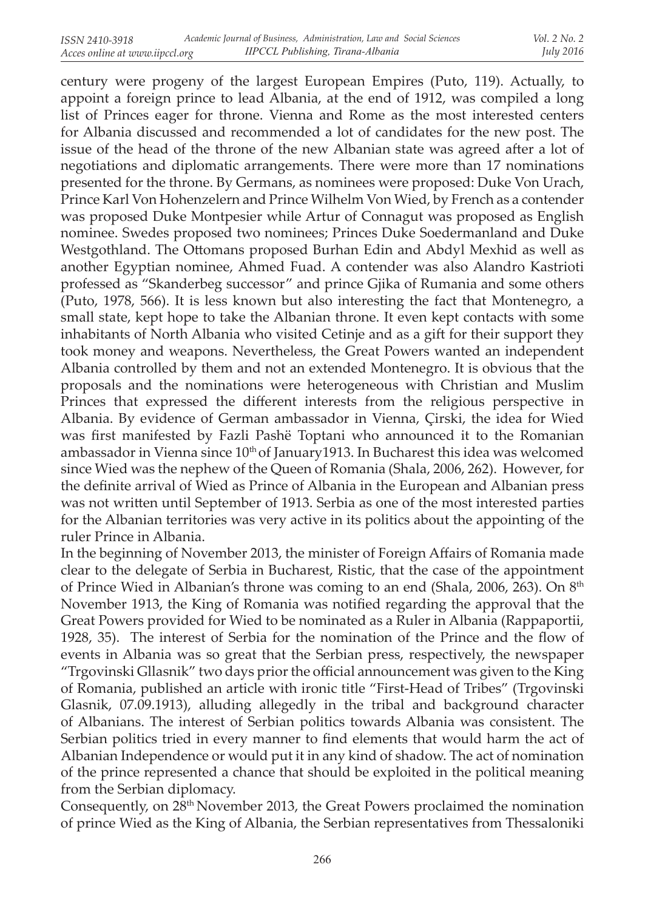century were progeny of the largest European Empires (Puto, 119). Actually, to appoint a foreign prince to lead Albania, at the end of 1912, was compiled a long list of Princes eager for throne. Vienna and Rome as the most interested centers for Albania discussed and recommended a lot of candidates for the new post. The issue of the head of the throne of the new Albanian state was agreed after a lot of negotiations and diplomatic arrangements. There were more than 17 nominations presented for the throne. By Germans, as nominees were proposed: Duke Von Urach, Prince Karl Von Hohenzelern and Prince Wilhelm Von Wied, by French as a contender was proposed Duke Montpesier while Artur of Connagut was proposed as English nominee. Swedes proposed two nominees; Princes Duke Soedermanland and Duke Westgothland. The Ottomans proposed Burhan Edin and Abdyl Mexhid as well as another Egyptian nominee, Ahmed Fuad. A contender was also Alandro Kastrioti professed as "Skanderbeg successor" and prince Gjika of Rumania and some others (Puto, 1978, 566). It is less known but also interesting the fact that Montenegro, a small state, kept hope to take the Albanian throne. It even kept contacts with some inhabitants of North Albania who visited Cetinje and as a gift for their support they took money and weapons. Nevertheless, the Great Powers wanted an independent Albania controlled by them and not an extended Montenegro. It is obvious that the proposals and the nominations were heterogeneous with Christian and Muslim Princes that expressed the different interests from the religious perspective in Albania. By evidence of German ambassador in Vienna, Çirski, the idea for Wied was first manifested by Fazli Pashë Toptani who announced it to the Romanian ambassador in Vienna since 10th of January1913. In Bucharest this idea was welcomed since Wied was the nephew of the Queen of Romania (Shala, 2006, 262). However, for the definite arrival of Wied as Prince of Albania in the European and Albanian press was not written until September of 1913. Serbia as one of the most interested parties for the Albanian territories was very active in its politics about the appointing of the ruler Prince in Albania.

In the beginning of November 2013, the minister of Foreign Affairs of Romania made clear to the delegate of Serbia in Bucharest, Ristic, that the case of the appointment of Prince Wied in Albanian's throne was coming to an end (Shala, 2006, 263). On 8th November 1913, the King of Romania was notified regarding the approval that the Great Powers provided for Wied to be nominated as a Ruler in Albania (Rappaportii, 1928, 35). The interest of Serbia for the nomination of the Prince and the flow of events in Albania was so great that the Serbian press, respectively, the newspaper "Trgovinski Gllasnik" two days prior the official announcement was given to the King of Romania, published an article with ironic title "First-Head of Tribes" (Trgovinski Glasnik, 07.09.1913), alluding allegedly in the tribal and background character of Albanians. The interest of Serbian politics towards Albania was consistent. The Serbian politics tried in every manner to find elements that would harm the act of Albanian Independence or would put it in any kind of shadow. The act of nomination of the prince represented a chance that should be exploited in the political meaning from the Serbian diplomacy.

Consequently, on 28th November 2013, the Great Powers proclaimed the nomination of prince Wied as the King of Albania, the Serbian representatives from Thessaloniki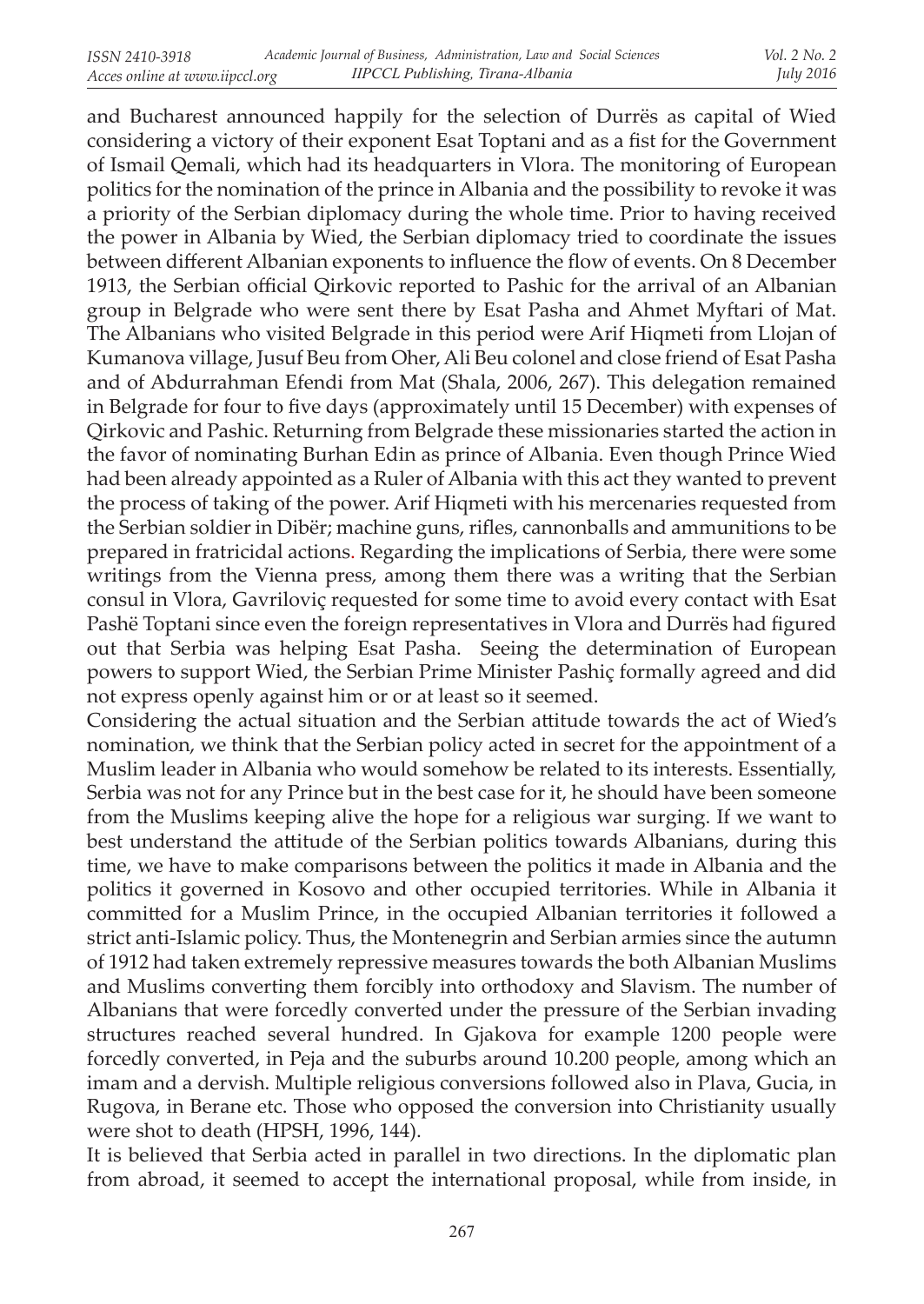and Bucharest announced happily for the selection of Durrës as capital of Wied considering a victory of their exponent Esat Toptani and as a fist for the Government of Ismail Qemali, which had its headquarters in Vlora. The monitoring of European politics for the nomination of the prince in Albania and the possibility to revoke it was a priority of the Serbian diplomacy during the whole time. Prior to having received the power in Albania by Wied, the Serbian diplomacy tried to coordinate the issues between different Albanian exponents to influence the flow of events. On 8 December 1913, the Serbian official Qirkovic reported to Pashic for the arrival of an Albanian group in Belgrade who were sent there by Esat Pasha and Ahmet Myftari of Mat. The Albanians who visited Belgrade in this period were Arif Hiqmeti from Llojan of Kumanova village, Jusuf Beu from Oher, Ali Beu colonel and close friend of Esat Pasha and of Abdurrahman Efendi from Mat (Shala, 2006, 267). This delegation remained in Belgrade for four to five days (approximately until 15 December) with expenses of Qirkovic and Pashic. Returning from Belgrade these missionaries started the action in the favor of nominating Burhan Edin as prince of Albania. Even though Prince Wied had been already appointed as a Ruler of Albania with this act they wanted to prevent the process of taking of the power. Arif Hiqmeti with his mercenaries requested from the Serbian soldier in Dibër; machine guns, rifles, cannonballs and ammunitions to be prepared in fratricidal actions. Regarding the implications of Serbia, there were some writings from the Vienna press, among them there was a writing that the Serbian consul in Vlora, Gavriloviç requested for some time to avoid every contact with Esat Pashë Toptani since even the foreign representatives in Vlora and Durrës had figured out that Serbia was helping Esat Pasha. Seeing the determination of European powers to support Wied, the Serbian Prime Minister Pashiç formally agreed and did not express openly against him or or at least so it seemed.

Considering the actual situation and the Serbian attitude towards the act of Wied's nomination, we think that the Serbian policy acted in secret for the appointment of a Muslim leader in Albania who would somehow be related to its interests. Essentially, Serbia was not for any Prince but in the best case for it, he should have been someone from the Muslims keeping alive the hope for a religious war surging. If we want to best understand the attitude of the Serbian politics towards Albanians, during this time, we have to make comparisons between the politics it made in Albania and the politics it governed in Kosovo and other occupied territories. While in Albania it committed for a Muslim Prince, in the occupied Albanian territories it followed a strict anti-Islamic policy. Thus, the Montenegrin and Serbian armies since the autumn of 1912 had taken extremely repressive measures towards the both Albanian Muslims and Muslims converting them forcibly into orthodoxy and Slavism. The number of Albanians that were forcedly converted under the pressure of the Serbian invading structures reached several hundred. In Gjakova for example 1200 people were forcedly converted, in Peja and the suburbs around 10.200 people, among which an imam and a dervish. Multiple religious conversions followed also in Plava, Gucia, in Rugova, in Berane etc. Those who opposed the conversion into Christianity usually were shot to death (HPSH, 1996, 144).

It is believed that Serbia acted in parallel in two directions. In the diplomatic plan from abroad, it seemed to accept the international proposal, while from inside, in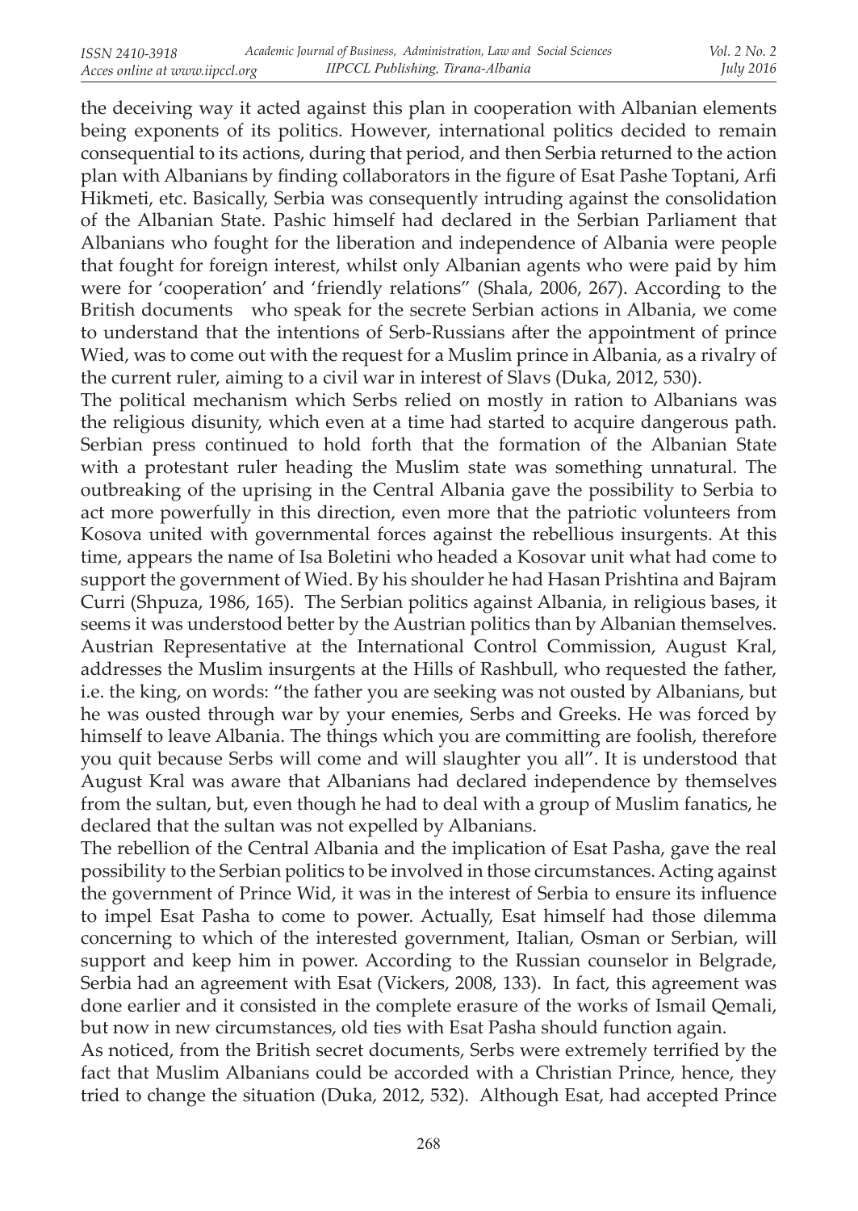the deceiving way it acted against this plan in cooperation with Albanian elements being exponents of its politics. However, international politics decided to remain consequential to its actions, during that period, and then Serbia returned to the action plan with Albanians by finding collaborators in the figure of Esat Pashe Toptani, Arfi Hikmeti, etc. Basically, Serbia was consequently intruding against the consolidation of the Albanian State. Pashic himself had declared in the Serbian Parliament that Albanians who fought for the liberation and independence of Albania were people that fought for foreign interest, whilst only Albanian agents who were paid by him were for 'cooperation' and 'friendly relations" (Shala, 2006, 267). According to the British documents who speak for the secrete Serbian actions in Albania, we come to understand that the intentions of Serb-Russians after the appointment of prince Wied, was to come out with the request for a Muslim prince in Albania, as a rivalry of the current ruler, aiming to a civil war in interest of Slavs (Duka, 2012, 530).

The political mechanism which Serbs relied on mostly in ration to Albanians was the religious disunity, which even at a time had started to acquire dangerous path. Serbian press continued to hold forth that the formation of the Albanian State with a protestant ruler heading the Muslim state was something unnatural. The outbreaking of the uprising in the Central Albania gave the possibility to Serbia to act more powerfully in this direction, even more that the patriotic volunteers from Kosova united with governmental forces against the rebellious insurgents. At this time, appears the name of Isa Boletini who headed a Kosovar unit what had come to support the government of Wied. By his shoulder he had Hasan Prishtina and Bajram Curri (Shpuza, 1986, 165). The Serbian politics against Albania, in religious bases, it seems it was understood better by the Austrian politics than by Albanian themselves. Austrian Representative at the International Control Commission, August Kral, addresses the Muslim insurgents at the Hills of Rashbull, who requested the father, i.e. the king, on words: "the father you are seeking was not ousted by Albanians, but he was ousted through war by your enemies, Serbs and Greeks. He was forced by himself to leave Albania. The things which you are committing are foolish, therefore you quit because Serbs will come and will slaughter you all". It is understood that August Kral was aware that Albanians had declared independence by themselves from the sultan, but, even though he had to deal with a group of Muslim fanatics, he declared that the sultan was not expelled by Albanians.

The rebellion of the Central Albania and the implication of Esat Pasha, gave the real possibility to the Serbian politics to be involved in those circumstances. Acting against the government of Prince Wid, it was in the interest of Serbia to ensure its influence to impel Esat Pasha to come to power. Actually, Esat himself had those dilemma concerning to which of the interested government, Italian, Osman or Serbian, will support and keep him in power. According to the Russian counselor in Belgrade, Serbia had an agreement with Esat (Vickers, 2008, 133). In fact, this agreement was done earlier and it consisted in the complete erasure of the works of Ismail Qemali, but now in new circumstances, old ties with Esat Pasha should function again.

As noticed, from the British secret documents, Serbs were extremely terrified by the fact that Muslim Albanians could be accorded with a Christian Prince, hence, they tried to change the situation (Duka, 2012, 532). Although Esat, had accepted Prince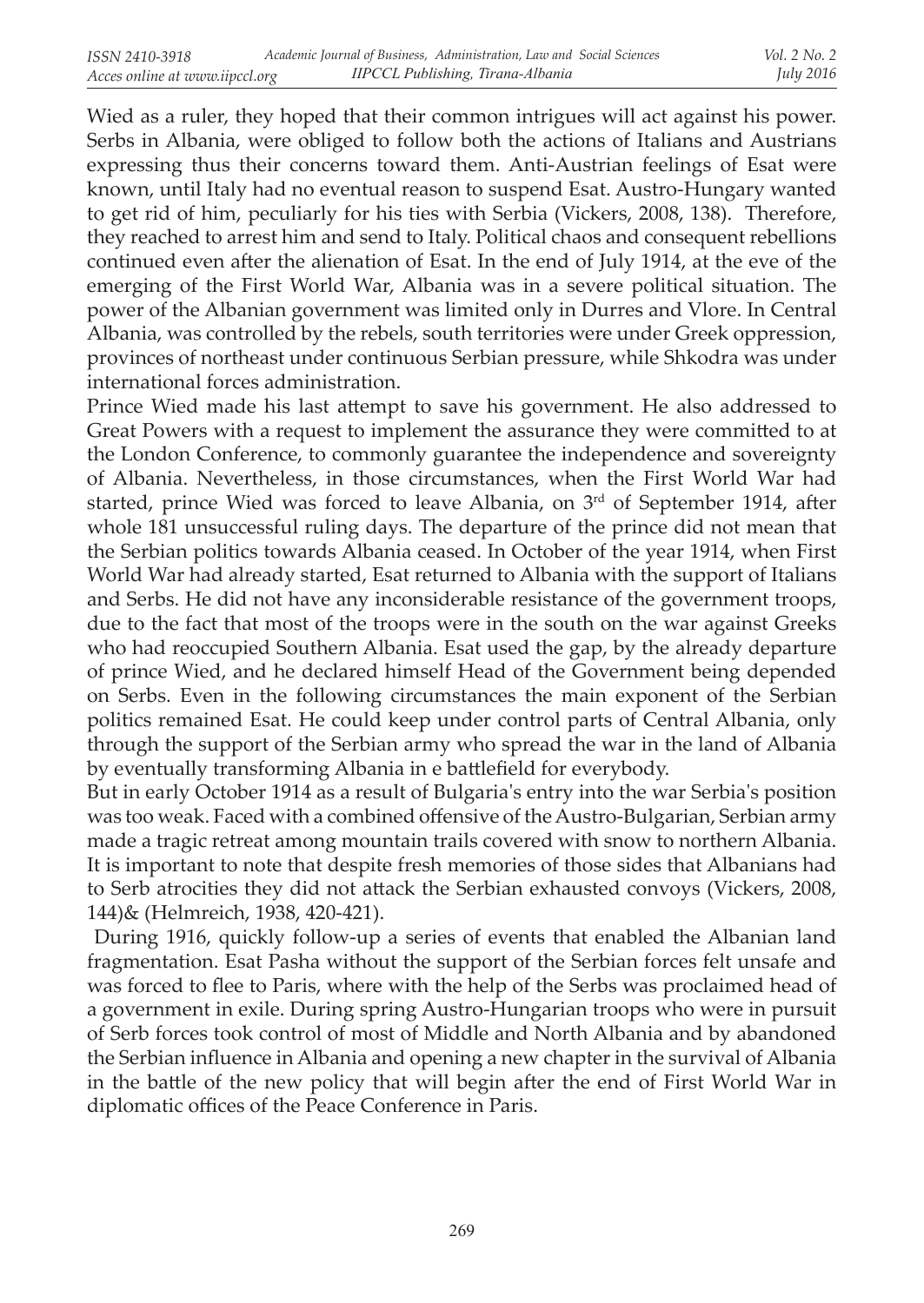Wied as a ruler, they hoped that their common intrigues will act against his power. Serbs in Albania, were obliged to follow both the actions of Italians and Austrians expressing thus their concerns toward them. Anti-Austrian feelings of Esat were known, until Italy had no eventual reason to suspend Esat. Austro-Hungary wanted to get rid of him, peculiarly for his ties with Serbia (Vickers, 2008, 138). Therefore, they reached to arrest him and send to Italy. Political chaos and consequent rebellions continued even after the alienation of Esat. In the end of July 1914, at the eve of the emerging of the First World War, Albania was in a severe political situation. The power of the Albanian government was limited only in Durres and Vlore. In Central Albania, was controlled by the rebels, south territories were under Greek oppression, provinces of northeast under continuous Serbian pressure, while Shkodra was under international forces administration.

Prince Wied made his last attempt to save his government. He also addressed to Great Powers with a request to implement the assurance they were committed to at the London Conference, to commonly guarantee the independence and sovereignty of Albania. Nevertheless, in those circumstances, when the First World War had started, prince Wied was forced to leave Albania, on 3rd of September 1914, after whole 181 unsuccessful ruling days. The departure of the prince did not mean that the Serbian politics towards Albania ceased. In October of the year 1914, when First World War had already started, Esat returned to Albania with the support of Italians and Serbs. He did not have any inconsiderable resistance of the government troops, due to the fact that most of the troops were in the south on the war against Greeks who had reoccupied Southern Albania. Esat used the gap, by the already departure of prince Wied, and he declared himself Head of the Government being depended on Serbs. Even in the following circumstances the main exponent of the Serbian politics remained Esat. He could keep under control parts of Central Albania, only through the support of the Serbian army who spread the war in the land of Albania by eventually transforming Albania in e battlefield for everybody.

But in early October 1914 as a result of Bulgaria's entry into the war Serbia's position was too weak. Faced with a combined offensive of the Austro-Bulgarian, Serbian army made a tragic retreat among mountain trails covered with snow to northern Albania. It is important to note that despite fresh memories of those sides that Albanians had to Serb atrocities they did not attack the Serbian exhausted convoys (Vickers, 2008, 144)& (Helmreich, 1938, 420-421).

During 1916, quickly follow-up a series of events that enabled the Albanian land fragmentation. Esat Pasha without the support of the Serbian forces felt unsafe and was forced to flee to Paris, where with the help of the Serbs was proclaimed head of a government in exile. During spring Austro-Hungarian troops who were in pursuit of Serb forces took control of most of Middle and North Albania and by abandoned the Serbian influence in Albania and opening a new chapter in the survival of Albania in the battle of the new policy that will begin after the end of First World War in diplomatic offices of the Peace Conference in Paris.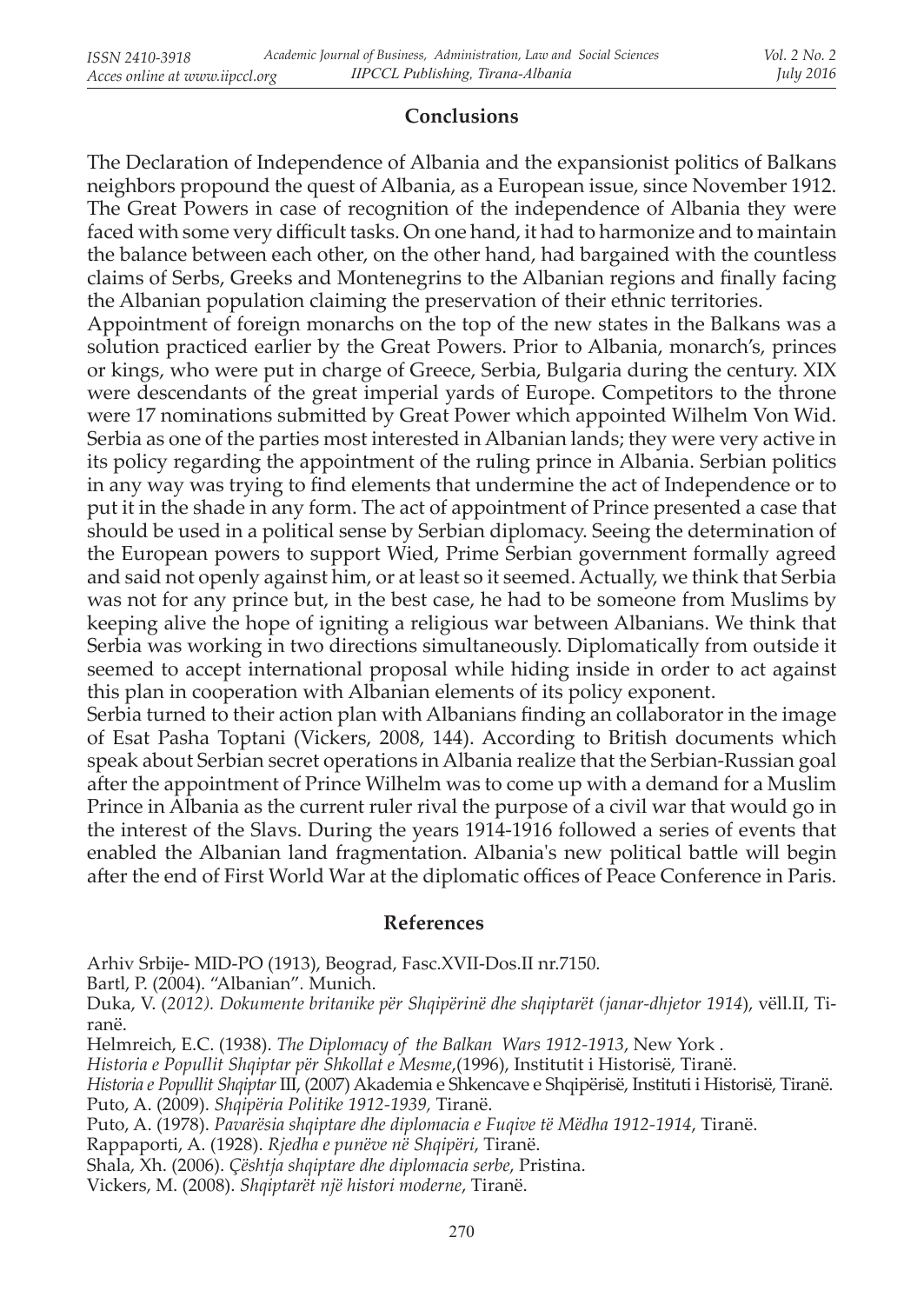## Conclusions

The Declaration of Independence of Albania and the expansionist politics of Balkans neighbors propound the quest of Albania, as a European issue, since November 1912. The Great Powers in case of recognition of the independence of Albania they were faced with some very difficult tasks. On one hand, it had to harmonize and to maintain the balance between each other, on the other hand, had bargained with the countless claims of Serbs, Greeks and Montenegrins to the Albanian regions and finally facing the Albanian population claiming the preservation of their ethnic territories.

Appointment of foreign monarchs on the top of the new states in the Balkans was a solution practiced earlier by the Great Powers. Prior to Albania, monarch's, princes or kings, who were put in charge of Greece, Serbia, Bulgaria during the century. XIX were descendants of the great imperial yards of Europe. Competitors to the throne were 17 nominations submitted by Great Power which appointed Wilhelm Von Wid. Serbia as one of the parties most interested in Albanian lands; they were very active in its policy regarding the appointment of the ruling prince in Albania. Serbian politics in any way was trying to find elements that undermine the act of Independence or to put it in the shade in any form. The act of appointment of Prince presented a case that should be used in a political sense by Serbian diplomacy. Seeing the determination of the European powers to support Wied, Prime Serbian government formally agreed and said not openly against him, or at least so it seemed. Actually, we think that Serbia was not for any prince but, in the best case, he had to be someone from Muslims by keeping alive the hope of igniting a religious war between Albanians. We think that Serbia was working in two directions simultaneously. Diplomatically from outside it seemed to accept international proposal while hiding inside in order to act against this plan in cooperation with Albanian elements of its policy exponent.

Serbia turned to their action plan with Albanians finding an collaborator in the image of Esat Pasha Toptani (Vickers, 2008, 144). According to British documents which speak about Serbian secret operations in Albania realize that the Serbian-Russian goal after the appointment of Prince Wilhelm was to come up with a demand for a Muslim Prince in Albania as the current ruler rival the purpose of a civil war that would go in the interest of the Slavs. During the years 1914-1916 followed a series of events that enabled the Albanian land fragmentation. Albania's new political battle will begin after the end of First World War at the diplomatic offices of Peace Conference in Paris.

## References

Arhiv Srbije- MID-PO (1913), Beograd, Fasc.XVII-Dos.II nr.7150.

Bartl, P. (2004). "Albanian". Munich.

Duka, V. (*2012). Dokumente britanike për Shqipërinë dhe shqiptarët (janar-dhjetor 1914*), vëll.II, Tiranë.

Helmreich, E.C. (1938). *The Diplomacy of the Balkan Wars 1912-1913*, New York .

*Historia e Popullit Shqiptar për Shkollat e Mesme*,(1996), Institutit i Historisë, Tiranë.

*Historia e Popullit Shqiptar* III, (2007) Akademia e Shkencave e Shqipërisë, Instituti i Historisë, Tiranë.

Puto, A. (2009). *Shqipëria Politike 1912-1939*, Tiranë.

Puto, A. (1978). *Pavarësia shqiptare dhe diplomacia e Fuqive të Mëdha 1912-1914*, Tiranë.

Rappaporti, A. (1928). *Rjedha e punëve në Shqipëri*, Tiranë.

Shala, Xh. (2006). *Çështja shqiptare dhe diplomacia serbe*, Pristina.

Vickers, M. (2008). *Shqiptarët një histori moderne*, Tiranë.